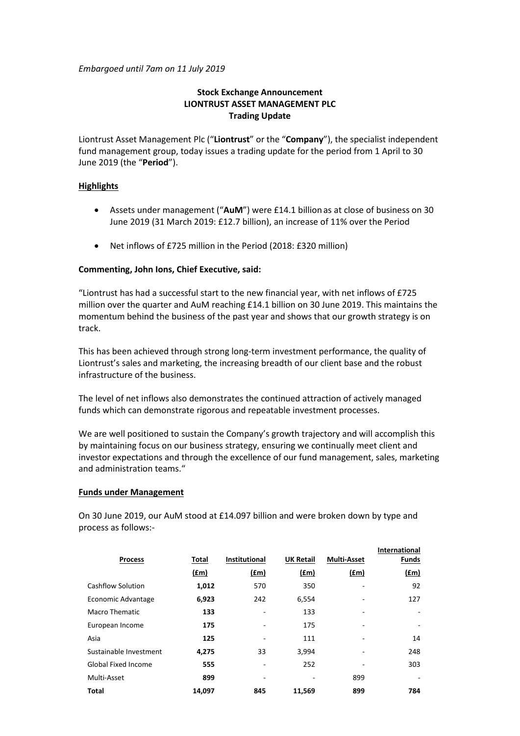*Embargoed until 7am on 11 July 2019*

**Stock Exchange Announcement**
**LIONTRUST ASSET MANAGEMENT PLC**
**Trading Update**

Liontrust Asset Management Plc ("**Liontrust**" or the "**Company**"), the specialist independent fund management group, today issues a trading update for the period from 1 April to 30 June 2019 (the "**Period**").

**Highlights**

- Assets under management ("**AuM**") were £14.1 billion as at close of business on 30 June 2019 (31 March 2019: £12.7 billion), an increase of 11% over the Period
- Net inflows of £725 million in the Period (2018: £320 million)

**Commenting, John Ions, Chief Executive, said:**

"Liontrust has had a successful start to the new financial year, with net inflows of £725 million over the quarter and AuM reaching £14.1 billion on 30 June 2019. This maintains the momentum behind the business of the past year and shows that our growth strategy is on track.

This has been achieved through strong long-term investment performance, the quality of Liontrust's sales and marketing, the increasing breadth of our client base and the robust infrastructure of the business.

The level of net inflows also demonstrates the continued attraction of actively managed funds which can demonstrate rigorous and repeatable investment processes.

We are well positioned to sustain the Company's growth trajectory and will accomplish this by maintaining focus on our business strategy, ensuring we continually meet client and investor expectations and through the excellence of our fund management, sales, marketing and administration teams."

**Funds under Management**

On 30 June 2019, our AuM stood at £14.097 billion and were broken down by type and process as follows:-

| Process | Total | Institutional | UK Retail | Multi-Asset | International Funds |
|---|---|---|---|---|---|
| | (£m) | (£m) | (£m) | (£m) | (£m) |
| Cashflow Solution | **1,012** | 570 | 350 | - | 92 |
| Economic Advantage | **6,923** | 242 | 6,554 | - | 127 |
| Macro Thematic | **133** | - | 133 | - | - |
| European Income | **175** | - | 175 | - | - |
| Asia | **125** | - | 111 | - | 14 |
| Sustainable Investment | **4,275** | 33 | 3,994 | - | 248 |
| Global Fixed Income | **555** | - | 252 | - | 303 |
| Multi-Asset | **899** | - | - | 899 | - |
| **Total** | **14,097** | **845** | **11,569** | **899** | **784** |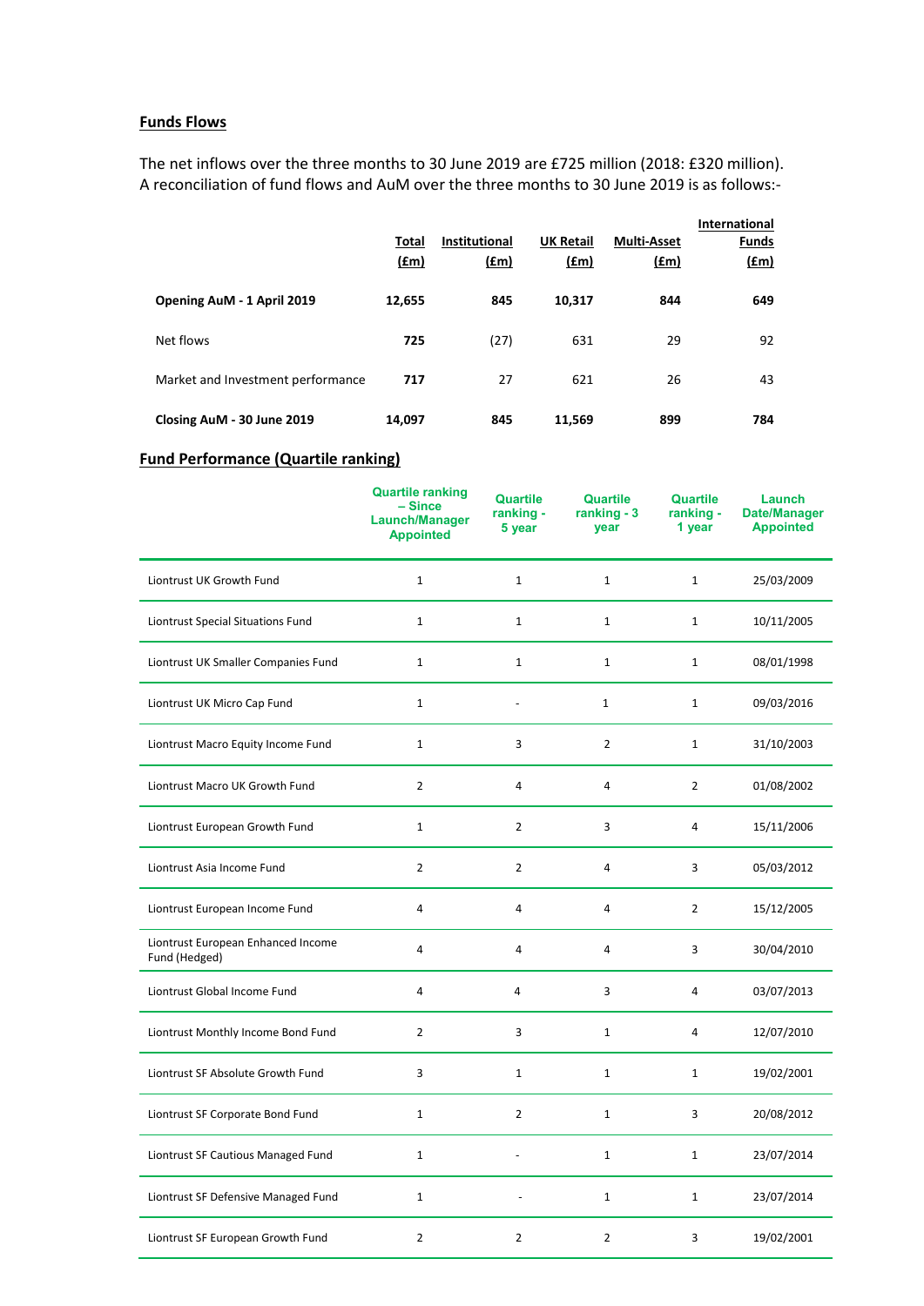## Funds Flows

The net inflows over the three months to 30 June 2019 are £725 million (2018: £320 million). A reconciliation of fund flows and AuM over the three months to 30 June 2019 is as follows:-

| | Total (£m) | Institutional (£m) | UK Retail (£m) | Multi-Asset (£m) | International Funds (£m) |
|---|---|---|---|---|---|
| **Opening AuM - 1 April 2019** | **12,655** | **845** | **10,317** | **844** | **649** |
| Net flows | **725** | (27) | 631 | 29 | 92 |
| Market and Investment performance | **717** | 27 | 621 | 26 | 43 |
| **Closing AuM - 30 June 2019** | **14,097** | **845** | **11,569** | **899** | **784** |

## Fund Performance (Quartile ranking)

| | Quartile ranking – Since Launch/Manager Appointed | Quartile ranking - 5 year | Quartile ranking - 3 year | Quartile ranking - 1 year | Launch Date/Manager Appointed |
|---|---|---|---|---|---|
| Liontrust UK Growth Fund | 1 | 1 | 1 | 1 | 25/03/2009 |
| Liontrust Special Situations Fund | 1 | 1 | 1 | 1 | 10/11/2005 |
| Liontrust UK Smaller Companies Fund | 1 | 1 | 1 | 1 | 08/01/1998 |
| Liontrust UK Micro Cap Fund | 1 | - | 1 | 1 | 09/03/2016 |
| Liontrust Macro Equity Income Fund | 1 | 3 | 2 | 1 | 31/10/2003 |
| Liontrust Macro UK Growth Fund | 2 | 4 | 4 | 2 | 01/08/2002 |
| Liontrust European Growth Fund | 1 | 2 | 3 | 4 | 15/11/2006 |
| Liontrust Asia Income Fund | 2 | 2 | 4 | 3 | 05/03/2012 |
| Liontrust European Income Fund | 4 | 4 | 4 | 2 | 15/12/2005 |
| Liontrust European Enhanced Income Fund (Hedged) | 4 | 4 | 4 | 3 | 30/04/2010 |
| Liontrust Global Income Fund | 4 | 4 | 3 | 4 | 03/07/2013 |
| Liontrust Monthly Income Bond Fund | 2 | 3 | 1 | 4 | 12/07/2010 |
| Liontrust SF Absolute Growth Fund | 3 | 1 | 1 | 1 | 19/02/2001 |
| Liontrust SF Corporate Bond Fund | 1 | 2 | 1 | 3 | 20/08/2012 |
| Liontrust SF Cautious Managed Fund | 1 | - | 1 | 1 | 23/07/2014 |
| Liontrust SF Defensive Managed Fund | 1 | - | 1 | 1 | 23/07/2014 |
| Liontrust SF European Growth Fund | 2 | 2 | 2 | 3 | 19/02/2001 |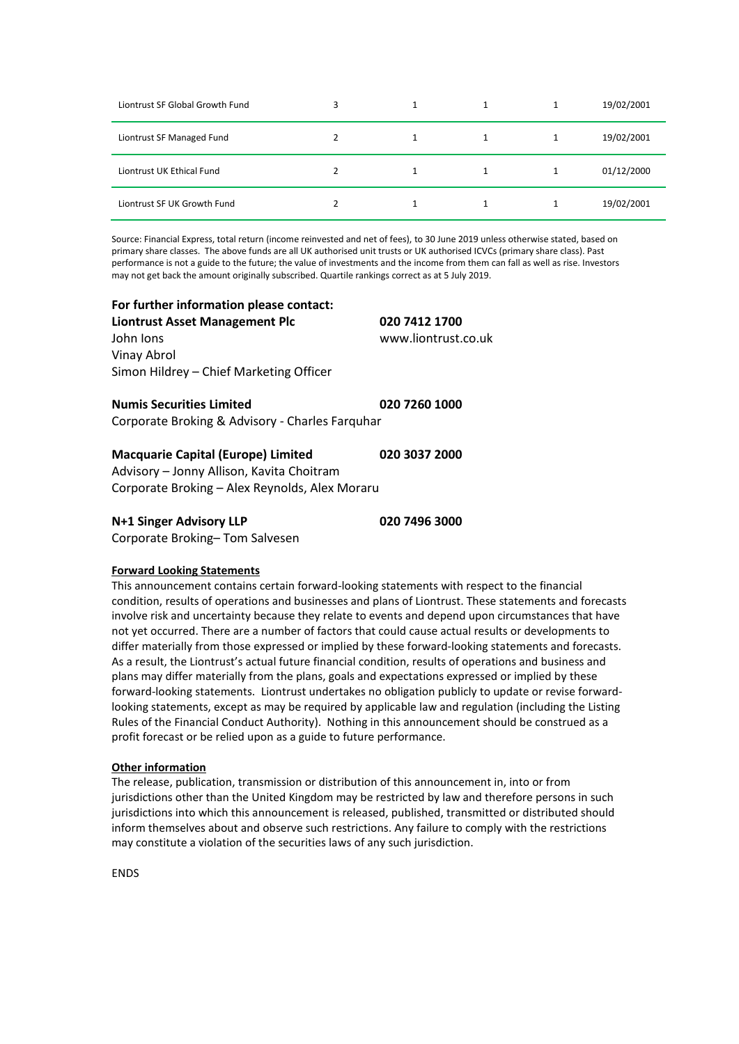| | | | | | |
|---|---|---|---|---|---|
| Liontrust SF Global Growth Fund | 3 | 1 | 1 | 1 | 19/02/2001 |
| Liontrust SF Managed Fund | 2 | 1 | 1 | 1 | 19/02/2001 |
| Liontrust UK Ethical Fund | 2 | 1 | 1 | 1 | 01/12/2000 |
| Liontrust SF UK Growth Fund | 2 | 1 | 1 | 1 | 19/02/2001 |

Source: Financial Express, total return (income reinvested and net of fees), to 30 June 2019 unless otherwise stated, based on primary share classes. The above funds are all UK authorised unit trusts or UK authorised ICVCs (primary share class). Past performance is not a guide to the future; the value of investments and the income from them can fall as well as rise. Investors may not get back the amount originally subscribed. Quartile rankings correct as at 5 July 2019.

**For further information please contact:**

**Liontrust Asset Management Plc** **020 7412 1700**
John Ions www.liontrust.co.uk
Vinay Abrol
Simon Hildrey – Chief Marketing Officer

**Numis Securities Limited** **020 7260 1000**
Corporate Broking & Advisory - Charles Farquhar

**Macquarie Capital (Europe) Limited** **020 3037 2000**
Advisory – Jonny Allison, Kavita Choitram
Corporate Broking – Alex Reynolds, Alex Moraru

**N+1 Singer Advisory LLP** **020 7496 3000**
Corporate Broking– Tom Salvesen

**Forward Looking Statements**

This announcement contains certain forward-looking statements with respect to the financial condition, results of operations and businesses and plans of Liontrust. These statements and forecasts involve risk and uncertainty because they relate to events and depend upon circumstances that have not yet occurred. There are a number of factors that could cause actual results or developments to differ materially from those expressed or implied by these forward-looking statements and forecasts. As a result, the Liontrust's actual future financial condition, results of operations and business and plans may differ materially from the plans, goals and expectations expressed or implied by these forward-looking statements. Liontrust undertakes no obligation publicly to update or revise forward-looking statements, except as may be required by applicable law and regulation (including the Listing Rules of the Financial Conduct Authority). Nothing in this announcement should be construed as a profit forecast or be relied upon as a guide to future performance.

**Other information**

The release, publication, transmission or distribution of this announcement in, into or from jurisdictions other than the United Kingdom may be restricted by law and therefore persons in such jurisdictions into which this announcement is released, published, transmitted or distributed should inform themselves about and observe such restrictions. Any failure to comply with the restrictions may constitute a violation of the securities laws of any such jurisdiction.

ENDS